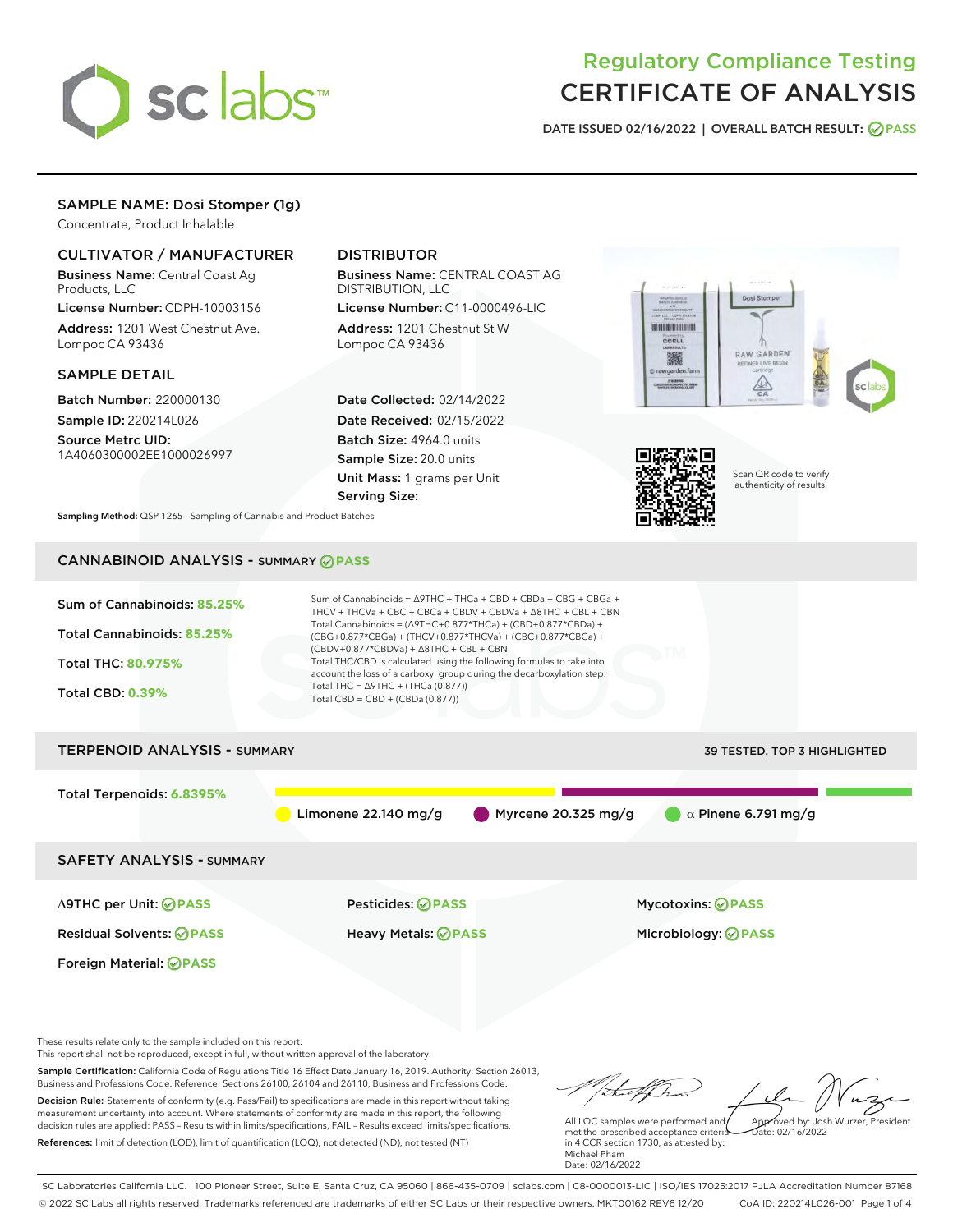# Regulatory Compliance Testing
# CERTIFICATE OF ANALYSIS

DATE ISSUED 02/16/2022 | OVERALL BATCH RESULT: PASS

## SAMPLE NAME: Dosi Stomper (1g)

Concentrate, Product Inhalable

### CULTIVATOR / MANUFACTURER

**Business Name:** Central Coast Ag Products, LLC

**License Number:** CDPH-10003156

**Address:** 1201 West Chestnut Ave. Lompoc CA 93436

### DISTRIBUTOR

**Business Name:** CENTRAL COAST AG DISTRIBUTION, LLC

**License Number:** C11-0000496-LIC

**Address:** 1201 Chestnut St W Lompoc CA 93436

### SAMPLE DETAIL

**Batch Number:** 220000130

**Sample ID:** 220214L026

**Source Metrc UID:** 1A4060300002EE1000026997

**Date Collected:** 02/14/2022

**Date Received:** 02/15/2022

**Batch Size:** 4964.0 units

**Sample Size:** 20.0 units

**Unit Mass:** 1 grams per Unit

**Serving Size:**

Scan QR code to verify authenticity of results.

**Sampling Method:** QSP 1265 - Sampling of Cannabis and Product Batches

## CANNABINOID ANALYSIS - SUMMARY PASS

Sum of Cannabinoids: **85.25%**

Total Cannabinoids: **85.25%**

Total THC: **80.975%**

Total CBD: **0.39%**

Sum of Cannabinoids = Δ9THC + THCa + CBD + CBDa + CBG + CBGa + THCV + THCVa + CBC + CBCa + CBDV + CBDVa + Δ8THC + CBL + CBN

Total Cannabinoids = (Δ9THC+0.877*THCa) + (CBD+0.877*CBDa) + (CBG+0.877*CBGa) + (THCV+0.877*THCVa) + (CBC+0.877*CBCa) + (CBDV+0.877*CBDVa) + Δ8THC + CBL + CBN

Total THC/CBD is calculated using the following formulas to take into account the loss of a carboxyl group during the decarboxylation step:

Total THC = Δ9THC + (THCa (0.877))

Total CBD = CBD + (CBDa (0.877))

## TERPENOID ANALYSIS - SUMMARY

39 TESTED, TOP 3 HIGHLIGHTED

Total Terpenoids: **6.8395%**

Limonene 22.140 mg/g | Myrcene 20.325 mg/g | α Pinene 6.791 mg/g

## SAFETY ANALYSIS - SUMMARY

| | | |
|---|---|---|
| Δ9THC per Unit: PASS | Pesticides: PASS | Mycotoxins: PASS |
| Residual Solvents: PASS | Heavy Metals: PASS | Microbiology: PASS |
| Foreign Material: PASS | | |

These results relate only to the sample included on this report.
This report shall not be reproduced, except in full, without written approval of the laboratory.

**Sample Certification:** California Code of Regulations Title 16 Effect Date January 16, 2019. Authority: Section 26013, Business and Professions Code. Reference: Sections 26100, 26104 and 26110, Business and Professions Code.

**Decision Rule:** Statements of conformity (e.g. Pass/Fail) to specifications are made in this report without taking measurement uncertainty into account. Where statements of conformity are made in this report, the following decision rules are applied: PASS – Results within limits/specifications, FAIL – Results exceed limits/specifications.

**References:** limit of detection (LOD), limit of quantification (LOQ), not detected (ND), not tested (NT)

All LQC samples were performed and met the prescribed acceptance criteria in 4 CCR section 1730, as attested by: Michael Pham
Date: 02/16/2022

Approved by: Josh Wurzer, President
Date: 02/16/2022

SC Laboratories California LLC. | 100 Pioneer Street, Suite E, Santa Cruz, CA 95060 | 866-435-0709 | sclabs.com | C8-0000013-LIC | ISO/IES 17025:2017 PJLA Accreditation Number 87168
© 2022 SC Labs all rights reserved. Trademarks referenced are trademarks of either SC Labs or their respective owners. MKT00162 REV6 12/20 CoA ID: 220214L026-001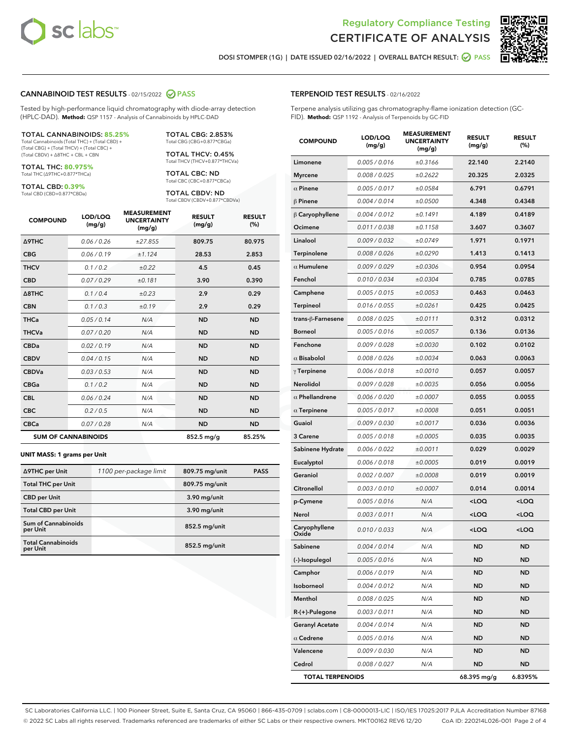# Regulatory Compliance Testing
# CERTIFICATE OF ANALYSIS

DOSI STOMPER (1G) | DATE ISSUED 02/16/2022 | OVERALL BATCH RESULT: PASS

## CANNABINOID TEST RESULTS - 02/15/2022 PASS

Tested by high-performance liquid chromatography with diode-array detection (HPLC-DAD). **Method:** QSP 1157 - Analysis of Cannabinoids by HPLC-DAD

**TOTAL CANNABINOIDS: 85.25%**
Total Cannabinoids (Total THC) + (Total CBD) + (Total CBG) + (Total THCV) + (Total CBC) + (Total CBDV) + Δ8THC + CBL + CBN

**TOTAL THC: 80.975%**
Total THC (Δ9THC+0.877*THCa)

**TOTAL CBD: 0.39%**
Total CBD (CBD+0.877*CBDa)

**TOTAL CBG: 2.853%**
Total CBG (CBG+0.877*CBGa)

**TOTAL THCV: 0.45%**
Total THCV (THCV+0.877*THCVa)

**TOTAL CBC: ND**
Total CBC (CBC+0.877*CBCa)

**TOTAL CBDV: ND**
Total CBDV (CBDV+0.877*CBDVa)

| COMPOUND | LOD/LOQ (mg/g) | MEASUREMENT UNCERTAINTY (mg/g) | RESULT (mg/g) | RESULT (%) |
|---|---|---|---|---|
| Δ9THC | 0.06 / 0.26 | ±27.855 | 809.75 | 80.975 |
| CBG | 0.06 / 0.19 | ±1.124 | 28.53 | 2.853 |
| THCV | 0.1 / 0.2 | ±0.22 | 4.5 | 0.45 |
| CBD | 0.07 / 0.29 | ±0.181 | 3.90 | 0.390 |
| Δ8THC | 0.1 / 0.4 | ±0.23 | 2.9 | 0.29 |
| CBN | 0.1 / 0.3 | ±0.19 | 2.9 | 0.29 |
| THCa | 0.05 / 0.14 | N/A | ND | ND |
| THCVa | 0.07 / 0.20 | N/A | ND | ND |
| CBDa | 0.02 / 0.19 | N/A | ND | ND |
| CBDV | 0.04 / 0.15 | N/A | ND | ND |
| CBDVa | 0.03 / 0.53 | N/A | ND | ND |
| CBGa | 0.1 / 0.2 | N/A | ND | ND |
| CBL | 0.06 / 0.24 | N/A | ND | ND |
| CBC | 0.2 / 0.5 | N/A | ND | ND |
| CBCa | 0.07 / 0.28 | N/A | ND | ND |
| **SUM OF CANNABINOIDS** | | | 852.5 mg/g | 85.25% |

**UNIT MASS: 1 grams per Unit**

| | | | |
|---|---|---|---|
| Δ9THC per Unit | 1100 per-package limit | 809.75 mg/unit | PASS |
| Total THC per Unit | | 809.75 mg/unit | |
| CBD per Unit | | 3.90 mg/unit | |
| Total CBD per Unit | | 3.90 mg/unit | |
| Sum of Cannabinoids per Unit | | 852.5 mg/unit | |
| Total Cannabinoids per Unit | | 852.5 mg/unit | |

## TERPENOID TEST RESULTS - 02/16/2022

Terpene analysis utilizing gas chromatography-flame ionization detection (GC-FID). **Method:** QSP 1192 - Analysis of Terpenoids by GC-FID

| COMPOUND | LOD/LOQ (mg/g) | MEASUREMENT UNCERTAINTY (mg/g) | RESULT (mg/g) | RESULT (%) |
|---|---|---|---|---|
| Limonene | 0.005 / 0.016 | ±0.3166 | 22.140 | 2.2140 |
| Myrcene | 0.008 / 0.025 | ±0.2622 | 20.325 | 2.0325 |
| α Pinene | 0.005 / 0.017 | ±0.0584 | 6.791 | 0.6791 |
| β Pinene | 0.004 / 0.014 | ±0.0500 | 4.348 | 0.4348 |
| β Caryophyllene | 0.004 / 0.012 | ±0.1491 | 4.189 | 0.4189 |
| Ocimene | 0.011 / 0.038 | ±0.1158 | 3.607 | 0.3607 |
| Linalool | 0.009 / 0.032 | ±0.0749 | 1.971 | 0.1971 |
| Terpinolene | 0.008 / 0.026 | ±0.0290 | 1.413 | 0.1413 |
| α Humulene | 0.009 / 0.029 | ±0.0306 | 0.954 | 0.0954 |
| Fenchol | 0.010 / 0.034 | ±0.0304 | 0.785 | 0.0785 |
| Camphene | 0.005 / 0.015 | ±0.0053 | 0.463 | 0.0463 |
| Terpineol | 0.016 / 0.055 | ±0.0261 | 0.425 | 0.0425 |
| trans-β-Farnesene | 0.008 / 0.025 | ±0.0111 | 0.312 | 0.0312 |
| Borneol | 0.005 / 0.016 | ±0.0057 | 0.136 | 0.0136 |
| Fenchone | 0.009 / 0.028 | ±0.0030 | 0.102 | 0.0102 |
| α Bisabolol | 0.008 / 0.026 | ±0.0034 | 0.063 | 0.0063 |
| γ Terpinene | 0.006 / 0.018 | ±0.0010 | 0.057 | 0.0057 |
| Nerolidol | 0.009 / 0.028 | ±0.0035 | 0.056 | 0.0056 |
| α Phellandrene | 0.006 / 0.020 | ±0.0007 | 0.055 | 0.0055 |
| α Terpinene | 0.005 / 0.017 | ±0.0008 | 0.051 | 0.0051 |
| Guaiol | 0.009 / 0.030 | ±0.0017 | 0.036 | 0.0036 |
| 3 Carene | 0.005 / 0.018 | ±0.0005 | 0.035 | 0.0035 |
| Sabinene Hydrate | 0.006 / 0.022 | ±0.0011 | 0.029 | 0.0029 |
| Eucalyptol | 0.006 / 0.018 | ±0.0005 | 0.019 | 0.0019 |
| Geraniol | 0.002 / 0.007 | ±0.0008 | 0.019 | 0.0019 |
| Citronellol | 0.003 / 0.010 | ±0.0007 | 0.014 | 0.0014 |
| p-Cymene | 0.005 / 0.016 | N/A | <LOQ | <LOQ |
| Nerol | 0.003 / 0.011 | N/A | <LOQ | <LOQ |
| Caryophyllene Oxide | 0.010 / 0.033 | N/A | <LOQ | <LOQ |
| Sabinene | 0.004 / 0.014 | N/A | ND | ND |
| (-)-Isopulegol | 0.005 / 0.016 | N/A | ND | ND |
| Camphor | 0.006 / 0.019 | N/A | ND | ND |
| Isoborneol | 0.004 / 0.012 | N/A | ND | ND |
| Menthol | 0.008 / 0.025 | N/A | ND | ND |
| R-(+)-Pulegone | 0.003 / 0.011 | N/A | ND | ND |
| Geranyl Acetate | 0.004 / 0.014 | N/A | ND | ND |
| α Cedrene | 0.005 / 0.016 | N/A | ND | ND |
| Valencene | 0.009 / 0.030 | N/A | ND | ND |
| Cedrol | 0.008 / 0.027 | N/A | ND | ND |
| **TOTAL TERPENOIDS** | | | 68.395 mg/g | 6.8395% |

SC Laboratories California LLC. | 100 Pioneer Street, Suite E, Santa Cruz, CA 95060 | 866-435-0709 | sclabs.com | C8-0000013-LIC | ISO/IES 17025:2017 PJLA Accreditation Number 87168
© 2022 SC Labs all rights reserved. Trademarks referenced are trademarks of either SC Labs or their respective owners. MKT00162 REV6 12/20 CoA ID: 220214L026-001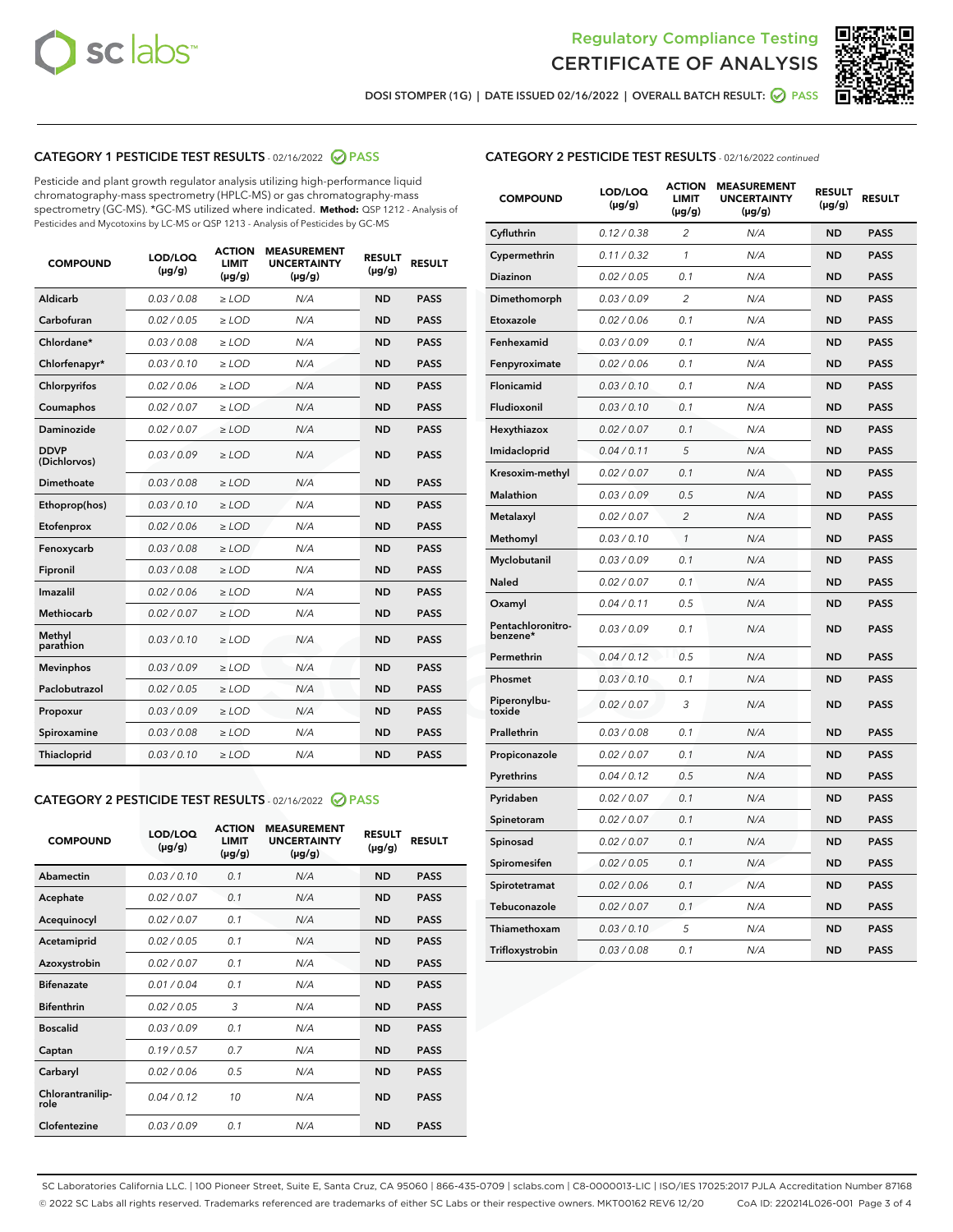Regulatory Compliance Testing

# CERTIFICATE OF ANALYSIS

DOSI STOMPER (1G) | DATE ISSUED 02/16/2022 | OVERALL BATCH RESULT: PASS

## CATEGORY 1 PESTICIDE TEST RESULTS - 02/16/2022 PASS

Pesticide and plant growth regulator analysis utilizing high-performance liquid chromatography-mass spectrometry (HPLC-MS) or gas chromatography-mass spectrometry (GC-MS). *GC-MS utilized where indicated. **Method:** QSP 1212 - Analysis of Pesticides and Mycotoxins by LC-MS or QSP 1213 - Analysis of Pesticides by GC-MS

| COMPOUND | LOD/LOQ (µg/g) | ACTION LIMIT (µg/g) | MEASUREMENT UNCERTAINTY (µg/g) | RESULT (µg/g) | RESULT |
|---|---|---|---|---|---|
| Aldicarb | 0.03 / 0.08 | ≥ LOD | N/A | ND | PASS |
| Carbofuran | 0.02 / 0.05 | ≥ LOD | N/A | ND | PASS |
| Chlordane* | 0.03 / 0.08 | ≥ LOD | N/A | ND | PASS |
| Chlorfenapyr* | 0.03 / 0.10 | ≥ LOD | N/A | ND | PASS |
| Chlorpyrifos | 0.02 / 0.06 | ≥ LOD | N/A | ND | PASS |
| Coumaphos | 0.02 / 0.07 | ≥ LOD | N/A | ND | PASS |
| Daminozide | 0.02 / 0.07 | ≥ LOD | N/A | ND | PASS |
| DDVP (Dichlorvos) | 0.03 / 0.09 | ≥ LOD | N/A | ND | PASS |
| Dimethoate | 0.03 / 0.08 | ≥ LOD | N/A | ND | PASS |
| Ethoprop(hos) | 0.03 / 0.10 | ≥ LOD | N/A | ND | PASS |
| Etofenprox | 0.02 / 0.06 | ≥ LOD | N/A | ND | PASS |
| Fenoxycarb | 0.03 / 0.08 | ≥ LOD | N/A | ND | PASS |
| Fipronil | 0.03 / 0.08 | ≥ LOD | N/A | ND | PASS |
| Imazalil | 0.02 / 0.06 | ≥ LOD | N/A | ND | PASS |
| Methiocarb | 0.02 / 0.07 | ≥ LOD | N/A | ND | PASS |
| Methyl parathion | 0.03 / 0.10 | ≥ LOD | N/A | ND | PASS |
| Mevinphos | 0.03 / 0.09 | ≥ LOD | N/A | ND | PASS |
| Paclobutrazol | 0.02 / 0.05 | ≥ LOD | N/A | ND | PASS |
| Propoxur | 0.03 / 0.09 | ≥ LOD | N/A | ND | PASS |
| Spiroxamine | 0.03 / 0.08 | ≥ LOD | N/A | ND | PASS |
| Thiacloprid | 0.03 / 0.10 | ≥ LOD | N/A | ND | PASS |

## CATEGORY 2 PESTICIDE TEST RESULTS - 02/16/2022 PASS

| COMPOUND | LOD/LOQ (µg/g) | ACTION LIMIT (µg/g) | MEASUREMENT UNCERTAINTY (µg/g) | RESULT (µg/g) | RESULT |
|---|---|---|---|---|---|
| Abamectin | 0.03 / 0.10 | 0.1 | N/A | ND | PASS |
| Acephate | 0.02 / 0.07 | 0.1 | N/A | ND | PASS |
| Acequinocyl | 0.02 / 0.07 | 0.1 | N/A | ND | PASS |
| Acetamiprid | 0.02 / 0.05 | 0.1 | N/A | ND | PASS |
| Azoxystrobin | 0.02 / 0.07 | 0.1 | N/A | ND | PASS |
| Bifenazate | 0.01 / 0.04 | 0.1 | N/A | ND | PASS |
| Bifenthrin | 0.02 / 0.05 | 3 | N/A | ND | PASS |
| Boscalid | 0.03 / 0.09 | 0.1 | N/A | ND | PASS |
| Captan | 0.19 / 0.57 | 0.7 | N/A | ND | PASS |
| Carbaryl | 0.02 / 0.06 | 0.5 | N/A | ND | PASS |
| Chlorantraniliprole | 0.04 / 0.12 | 10 | N/A | ND | PASS |
| Clofentezine | 0.03 / 0.09 | 0.1 | N/A | ND | PASS |
| Cyfluthrin | 0.12 / 0.38 | 2 | N/A | ND | PASS |
| Cypermethrin | 0.11 / 0.32 | 1 | N/A | ND | PASS |
| Diazinon | 0.02 / 0.05 | 0.1 | N/A | ND | PASS |
| Dimethomorph | 0.03 / 0.09 | 2 | N/A | ND | PASS |
| Etoxazole | 0.02 / 0.06 | 0.1 | N/A | ND | PASS |
| Fenhexamid | 0.03 / 0.09 | 0.1 | N/A | ND | PASS |
| Fenpyroximate | 0.02 / 0.06 | 0.1 | N/A | ND | PASS |
| Flonicamid | 0.03 / 0.10 | 0.1 | N/A | ND | PASS |
| Fludioxonil | 0.03 / 0.10 | 0.1 | N/A | ND | PASS |
| Hexythiazox | 0.02 / 0.07 | 0.1 | N/A | ND | PASS |
| Imidacloprid | 0.04 / 0.11 | 5 | N/A | ND | PASS |
| Kresoxim-methyl | 0.02 / 0.07 | 0.1 | N/A | ND | PASS |
| Malathion | 0.03 / 0.09 | 0.5 | N/A | ND | PASS |
| Metalaxyl | 0.02 / 0.07 | 2 | N/A | ND | PASS |
| Methomyl | 0.03 / 0.10 | 1 | N/A | ND | PASS |
| Myclobutanil | 0.03 / 0.09 | 0.1 | N/A | ND | PASS |
| Naled | 0.02 / 0.07 | 0.1 | N/A | ND | PASS |
| Oxamyl | 0.04 / 0.11 | 0.5 | N/A | ND | PASS |
| Pentachloronitrobenzene* | 0.03 / 0.09 | 0.1 | N/A | ND | PASS |
| Permethrin | 0.04 / 0.12 | 0.5 | N/A | ND | PASS |
| Phosmet | 0.03 / 0.10 | 0.1 | N/A | ND | PASS |
| Piperonylbutoxide | 0.02 / 0.07 | 3 | N/A | ND | PASS |
| Prallethrin | 0.03 / 0.08 | 0.1 | N/A | ND | PASS |
| Propiconazole | 0.02 / 0.07 | 0.1 | N/A | ND | PASS |
| Pyrethrins | 0.04 / 0.12 | 0.5 | N/A | ND | PASS |
| Pyridaben | 0.02 / 0.07 | 0.1 | N/A | ND | PASS |
| Spinetoram | 0.02 / 0.07 | 0.1 | N/A | ND | PASS |
| Spinosad | 0.02 / 0.07 | 0.1 | N/A | ND | PASS |
| Spiromesifen | 0.02 / 0.05 | 0.1 | N/A | ND | PASS |
| Spirotetramat | 0.02 / 0.06 | 0.1 | N/A | ND | PASS |
| Tebuconazole | 0.02 / 0.07 | 0.1 | N/A | ND | PASS |
| Thiamethoxam | 0.03 / 0.10 | 5 | N/A | ND | PASS |
| Trifloxystrobin | 0.03 / 0.08 | 0.1 | N/A | ND | PASS |

SC Laboratories California LLC. | 100 Pioneer Street, Suite E, Santa Cruz, CA 95060 | 866-435-0709 | sclabs.com | C8-0000013-LIC | ISO/IES 17025:2017 PJLA Accreditation Number 87168
© 2022 SC Labs all rights reserved. Trademarks referenced are trademarks of either SC Labs or their respective owners. MKT00162 REV6 12/20 CoA ID: 220214L026-001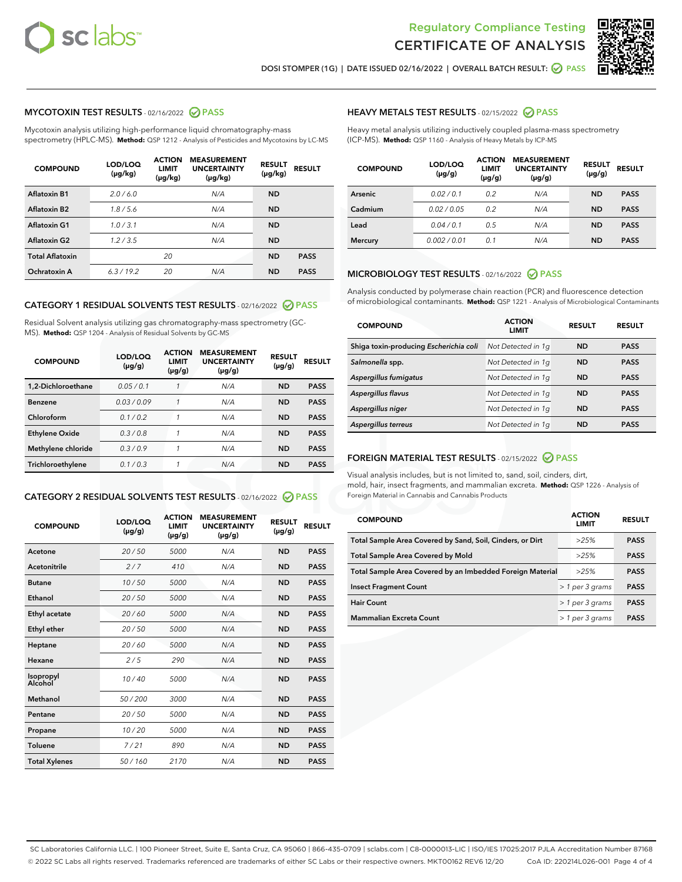Regulatory Compliance Testing

# CERTIFICATE OF ANALYSIS

DOSI STOMPER (1G) | DATE ISSUED 02/16/2022 | OVERALL BATCH RESULT: PASS

## MYCOTOXIN TEST RESULTS - 02/16/2022 PASS

Mycotoxin analysis utilizing high-performance liquid chromatography-mass spectrometry (HPLC-MS). **Method:** QSP 1212 - Analysis of Pesticides and Mycotoxins by LC-MS

| COMPOUND | LOD/LOQ (µg/kg) | ACTION LIMIT (µg/kg) | MEASUREMENT UNCERTAINTY (µg/kg) | RESULT (µg/kg) | RESULT |
|---|---|---|---|---|---|
| Aflatoxin B1 | 2.0 / 6.0 | | N/A | ND | |
| Aflatoxin B2 | 1.8 / 5.6 | | N/A | ND | |
| Aflatoxin G1 | 1.0 / 3.1 | | N/A | ND | |
| Aflatoxin G2 | 1.2 / 3.5 | | N/A | ND | |
| Total Aflatoxin | | 20 | | ND | PASS |
| Ochratoxin A | 6.3 / 19.2 | 20 | N/A | ND | PASS |

## CATEGORY 1 RESIDUAL SOLVENTS TEST RESULTS - 02/16/2022 PASS

Residual Solvent analysis utilizing gas chromatography-mass spectrometry (GC-MS). **Method:** QSP 1204 - Analysis of Residual Solvents by GC-MS

| COMPOUND | LOD/LOQ (µg/g) | ACTION LIMIT (µg/g) | MEASUREMENT UNCERTAINTY (µg/g) | RESULT (µg/g) | RESULT |
|---|---|---|---|---|---|
| 1,2-Dichloroethane | 0.05 / 0.1 | 1 | N/A | ND | PASS |
| Benzene | 0.03 / 0.09 | 1 | N/A | ND | PASS |
| Chloroform | 0.1 / 0.2 | 1 | N/A | ND | PASS |
| Ethylene Oxide | 0.3 / 0.8 | 1 | N/A | ND | PASS |
| Methylene chloride | 0.3 / 0.9 | 1 | N/A | ND | PASS |
| Trichloroethylene | 0.1 / 0.3 | 1 | N/A | ND | PASS |

## CATEGORY 2 RESIDUAL SOLVENTS TEST RESULTS - 02/16/2022 PASS

| COMPOUND | LOD/LOQ (µg/g) | ACTION LIMIT (µg/g) | MEASUREMENT UNCERTAINTY (µg/g) | RESULT (µg/g) | RESULT |
|---|---|---|---|---|---|
| Acetone | 20 / 50 | 5000 | N/A | ND | PASS |
| Acetonitrile | 2 / 7 | 410 | N/A | ND | PASS |
| Butane | 10 / 50 | 5000 | N/A | ND | PASS |
| Ethanol | 20 / 50 | 5000 | N/A | ND | PASS |
| Ethyl acetate | 20 / 60 | 5000 | N/A | ND | PASS |
| Ethyl ether | 20 / 50 | 5000 | N/A | ND | PASS |
| Heptane | 20 / 60 | 5000 | N/A | ND | PASS |
| Hexane | 2 / 5 | 290 | N/A | ND | PASS |
| Isopropyl Alcohol | 10 / 40 | 5000 | N/A | ND | PASS |
| Methanol | 50 / 200 | 3000 | N/A | ND | PASS |
| Pentane | 20 / 50 | 5000 | N/A | ND | PASS |
| Propane | 10 / 20 | 5000 | N/A | ND | PASS |
| Toluene | 7 / 21 | 890 | N/A | ND | PASS |
| Total Xylenes | 50 / 160 | 2170 | N/A | ND | PASS |

## HEAVY METALS TEST RESULTS - 02/15/2022 PASS

Heavy metal analysis utilizing inductively coupled plasma-mass spectrometry (ICP-MS). **Method:** QSP 1160 - Analysis of Heavy Metals by ICP-MS

| COMPOUND | LOD/LOQ (µg/g) | ACTION LIMIT (µg/g) | MEASUREMENT UNCERTAINTY (µg/g) | RESULT (µg/g) | RESULT |
|---|---|---|---|---|---|
| Arsenic | 0.02 / 0.1 | 0.2 | N/A | ND | PASS |
| Cadmium | 0.02 / 0.05 | 0.2 | N/A | ND | PASS |
| Lead | 0.04 / 0.1 | 0.5 | N/A | ND | PASS |
| Mercury | 0.002 / 0.01 | 0.1 | N/A | ND | PASS |

## MICROBIOLOGY TEST RESULTS - 02/16/2022 PASS

Analysis conducted by polymerase chain reaction (PCR) and fluorescence detection of microbiological contaminants. **Method:** QSP 1221 - Analysis of Microbiological Contaminants

| COMPOUND | ACTION LIMIT | RESULT | RESULT |
|---|---|---|---|
| Shiga toxin-producing *Escherichia coli* | Not Detected in 1g | ND | PASS |
| *Salmonella* spp. | Not Detected in 1g | ND | PASS |
| *Aspergillus fumigatus* | Not Detected in 1g | ND | PASS |
| *Aspergillus flavus* | Not Detected in 1g | ND | PASS |
| *Aspergillus niger* | Not Detected in 1g | ND | PASS |
| *Aspergillus terreus* | Not Detected in 1g | ND | PASS |

## FOREIGN MATERIAL TEST RESULTS - 02/15/2022 PASS

Visual analysis includes, but is not limited to, sand, soil, cinders, dirt, mold, hair, insect fragments, and mammalian excreta. **Method:** QSP 1226 - Analysis of Foreign Material in Cannabis and Cannabis Products

| COMPOUND | ACTION LIMIT | RESULT |
|---|---|---|
| Total Sample Area Covered by Sand, Soil, Cinders, or Dirt | >25% | PASS |
| Total Sample Area Covered by Mold | >25% | PASS |
| Total Sample Area Covered by an Imbedded Foreign Material | >25% | PASS |
| Insect Fragment Count | > 1 per 3 grams | PASS |
| Hair Count | > 1 per 3 grams | PASS |
| Mammalian Excreta Count | > 1 per 3 grams | PASS |

SC Laboratories California LLC. | 100 Pioneer Street, Suite E, Santa Cruz, CA 95060 | 866-435-0709 | sclabs.com | C8-0000013-LIC | ISO/IES 17025:2017 PJLA Accreditation Number 87168
© 2022 SC Labs all rights reserved. Trademarks referenced are trademarks of either SC Labs or their respective owners. MKT00162 REV6 12/20 CoA ID: 220214L026-001